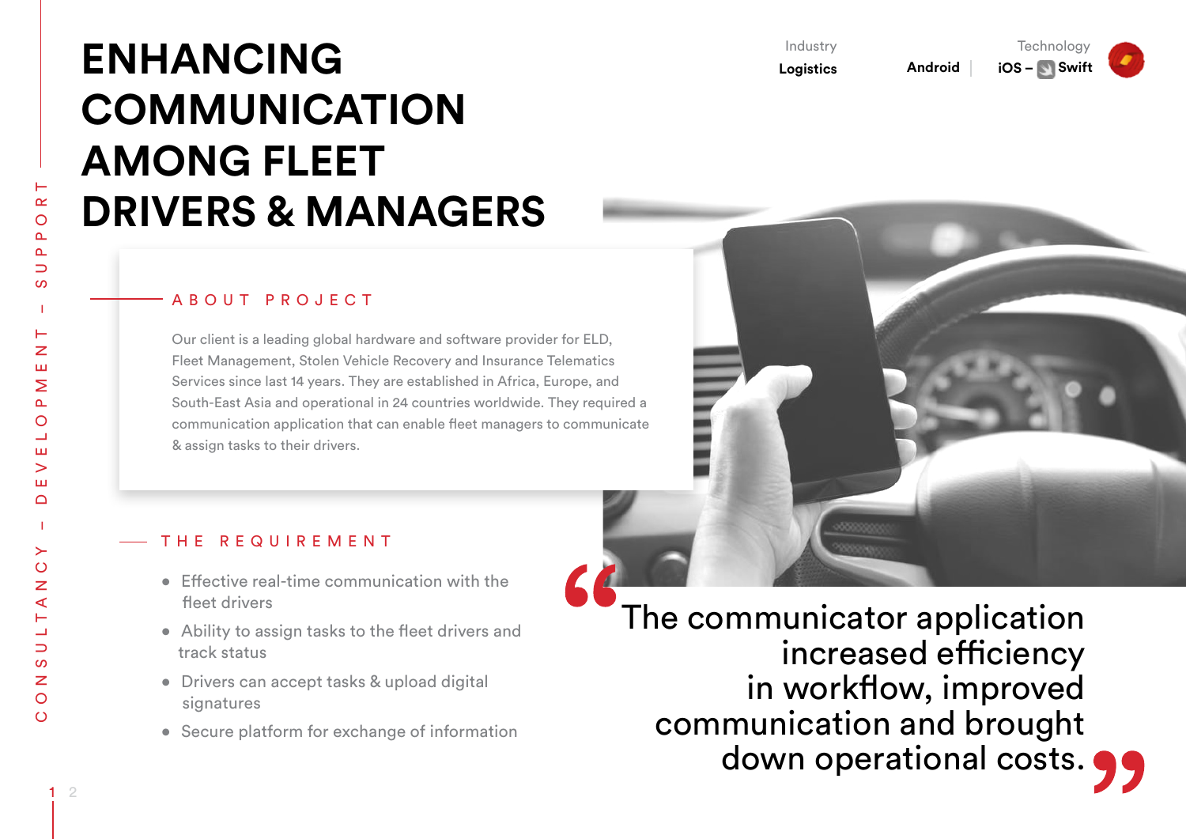# ENHANCING COMMUNICATION AMONG FLEET DRIVERS & MANAGERS

Industry
**Logistics**

Technology
**Android** | **iOS – Swift**

## ABOUT PROJECT

Our client is a leading global hardware and software provider for ELD, Fleet Management, Stolen Vehicle Recovery and Insurance Telematics Services since last 14 years. They are established in Africa, Europe, and South-East Asia and operational in 24 countries worldwide. They required a communication application that can enable fleet managers to communicate & assign tasks to their drivers.

## THE REQUIREMENT

- Effective real-time communication with the fleet drivers
- Ability to assign tasks to the fleet drivers and track status
- Drivers can accept tasks & upload digital signatures
- Secure platform for exchange of information

> “The communicator application increased efficiency in workflow, improved communication and brought down operational costs.”

CONSULTANCY – DEVELOPMENT – SUPPORT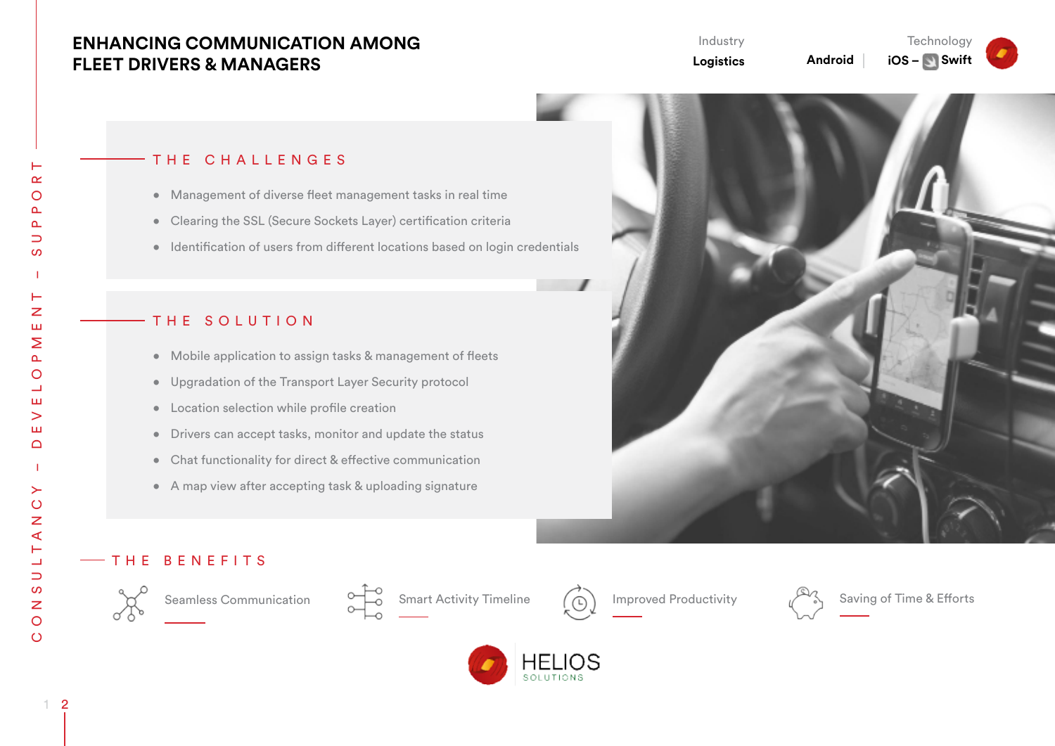# ENHANCING COMMUNICATION AMONG FLEET DRIVERS & MANAGERS

Industry
**Logistics**

Technology
**Android** | **iOS – Swift**

## THE CHALLENGES

- Management of diverse fleet management tasks in real time
- Clearing the SSL (Secure Sockets Layer) certification criteria
- Identification of users from different locations based on login credentials

## THE SOLUTION

- Mobile application to assign tasks & management of fleets
- Upgradation of the Transport Layer Security protocol
- Location selection while profile creation
- Drivers can accept tasks, monitor and update the status
- Chat functionality for direct & effective communication
- A map view after accepting task & uploading signature

## THE BENEFITS

- Seamless Communication
- Smart Activity Timeline
- Improved Productivity
- Saving of Time & Efforts

HELIOS SOLUTIONS

CONSULTANCY – DEVELOPMENT – SUPPORT